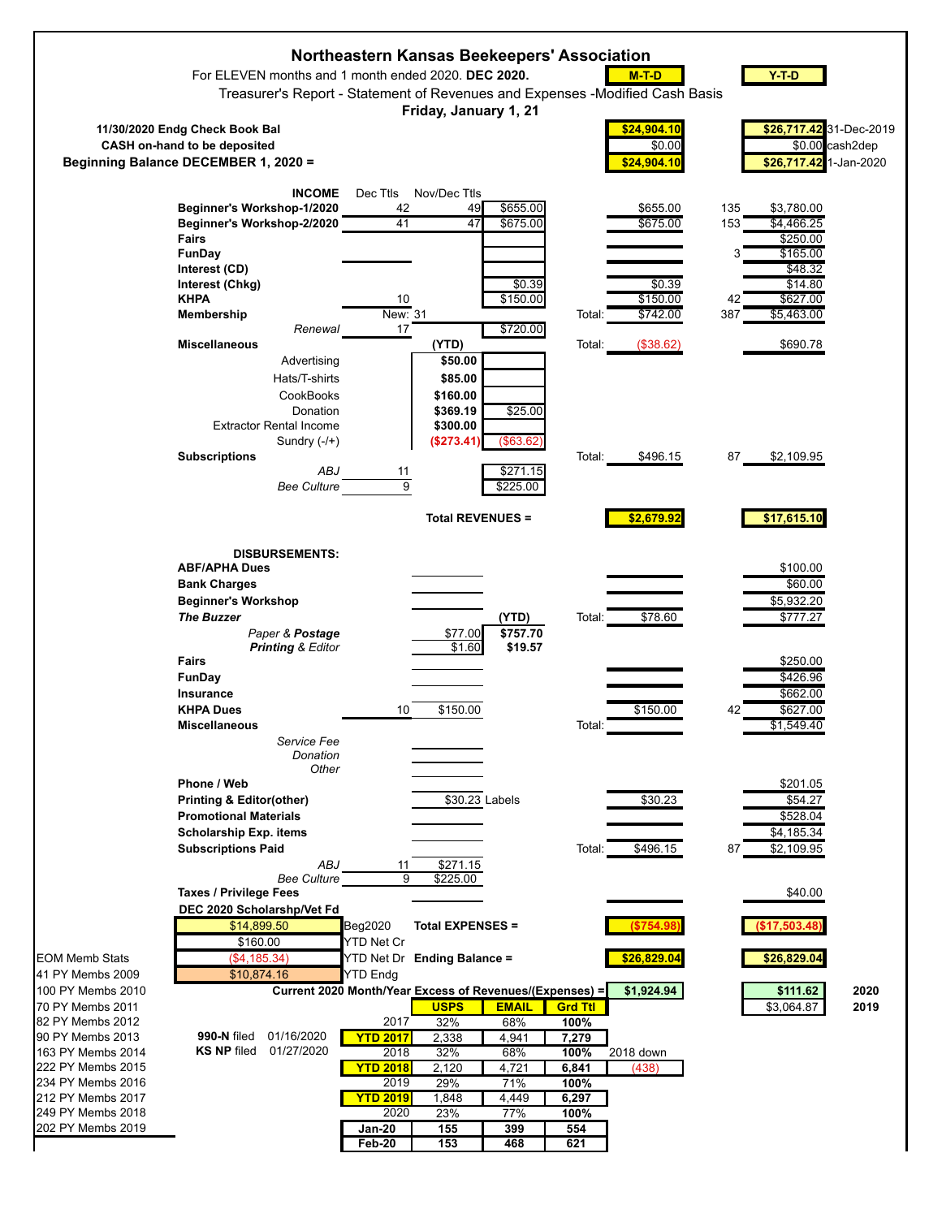# Northeastern Kansas Beekeepers' Association

For ELEVEN months and 1 month ended 2020. **DEC 2020.**

Treasurer's Report - Statement of Revenues and Expenses -Modified Cash Basis

**Friday, January 1, 21**

| | | | | M-T-D | | Y-T-D | |
|---|---|---|---|---|---|---|---|
| **11/30/2020 Endg Check Book Bal** | | | | **$24,904.10** | | **$26,717.42** | 31-Dec-2019 |
| **CASH on-hand to be deposited** | | | | $0.00 | | $0.00 | cash2dep |
| **Beginning Balance DECEMBER 1, 2020 =** | | | | **$24,904.10** | | **$26,717.42** | 1-Jan-2020 |

| **INCOME** | Dec Ttls | Nov/Dec Ttls | | | M-T-D | | Y-T-D |
|---|---|---|---|---|---|---|---|
| **Beginner's Workshop-1/2020** | 42 | 49 | $655.00 | | $655.00 | 135 | $3,780.00 |
| **Beginner's Workshop-2/2020** | 41 | 47 | $675.00 | | $675.00 | 153 | $4,466.25 |
| **Fairs** | | | | | | | $250.00 |
| **FunDay** | | | | | | 3 | $165.00 |
| **Interest (CD)** | | | | | | | $48.32 |
| **Interest (Chkg)** | | | $0.39 | | $0.39 | | $14.80 |
| **KHPA** | 10 | | $150.00 | | $150.00 | 42 | $627.00 |
| **Membership** | New: 31 | | | Total: | $742.00 | 387 | $5,463.00 |
| *Renewal* | 17 | | $720.00 | | | | |
| **Miscellaneous** | | (YTD) | | Total: | ($38.62) | | $690.78 |
| Advertising | | **$50.00** | | | | | |
| Hats/T-shirts | | **$85.00** | | | | | |
| CookBooks | | **$160.00** | | | | | |
| Donation | | **$369.19** | $25.00 | | | | |
| Extractor Rental Income | | **$300.00** | | | | | |
| Sundry (-/+) | | **($273.41)** | ($63.62) | | | | |
| **Subscriptions** | | | | Total: | $496.15 | 87 | $2,109.95 |
| *ABJ* | 11 | | $271.15 | | | | |
| *Bee Culture* | 9 | | $225.00 | | | | |
| | | **Total REVENUES =** | | | **$2,679.92** | | **$17,615.10** |

| **DISBURSEMENTS:** | | | | | M-T-D | | Y-T-D |
|---|---|---|---|---|---|---|---|
| **ABF/APHA Dues** | | | | | | | $100.00 |
| **Bank Charges** | | | | | | | $60.00 |
| **Beginner's Workshop** | | | | | | | $5,932.20 |
| ***The Buzzer*** | | | (YTD) | Total: | $78.60 | | $777.27 |
| *Paper & **Postage*** | | $77.00 | **$757.70** | | | | |
| ***Printing** & Editor* | | $1.60 | **$19.57** | | | | |
| **Fairs** | | | | | | | $250.00 |
| **FunDay** | | | | | | | $426.96 |
| **Insurance** | | | | | | | $662.00 |
| **KHPA Dues** | 10 | $150.00 | | | $150.00 | 42 | $627.00 |
| **Miscellaneous** | | | | Total: | | | $1,549.40 |
| *Service Fee* | | | | | | | |
| *Donation* | | | | | | | |
| *Other* | | | | | | | |
| **Phone / Web** | | | | | | | $201.05 |
| **Printing & Editor(other)** | | $30.23 Labels | | | $30.23 | | $54.27 |
| **Promotional Materials** | | | | | | | $528.04 |
| **Scholarship Exp. items** | | | | | | | $4,185.34 |
| **Subscriptions Paid** | | | | Total: | $496.15 | 87 | $2,109.95 |
| *ABJ* | 11 | $271.15 | | | | | |
| *Bee Culture* | 9 | $225.00 | | | | | |
| **Taxes / Privilege Fees** | | | | | | | $40.00 |
| **DEC 2020 Scholarshp/Vet Fd** | | | | | | | |
| $14,899.50 | Beg2020 | **Total EXPENSES =** | | | **($754.98)** | | **($17,503.48)** |
| $160.00 | YTD Net Cr | | | | | | |
| ($4,185.34) | YTD Net Dr | **Ending Balance =** | | | **$26,829.04** | | **$26,829.04** |
| $10,874.16 | YTD Endg | | | | | | |
| | **Current 2020 Month/Year Excess of Revenues/(Expenses) =** | | | | **$1,924.94** | | **$111.62** | 
| | | | | | | | $3,064.87 |

(2020: $111.62; 2019: $3,064.87)

| EOM Memb Stats | | | | USPS | EMAIL | Grd Ttl | |
|---|---|---|---|---|---|---|---|
| 41 PY Membs 2009 | | | 2017 | 32% | 68% | 100% | |
| 100 PY Membs 2010 | **990-N** filed | 01/16/2020 | **YTD 2017** | 2,338 | 4,941 | 7,279 | |
| 70 PY Membs 2011 | **KS NP** filed | 01/27/2020 | 2018 | 32% | 68% | 100% | 2018 down |
| 82 PY Membs 2012 | | | **YTD 2018** | 2,120 | 4,721 | 6,841 | (438) |
| 90 PY Membs 2013 | | | 2019 | 29% | 71% | 100% | |
| 163 PY Membs 2014 | | | **YTD 2019** | 1,848 | 4,449 | 6,297 | |
| 222 PY Membs 2015 | | | 2020 | 23% | 77% | 100% | |
| 234 PY Membs 2016 | | | **Jan-20** | 155 | 399 | 554 | |
| 212 PY Membs 2017 | | | **Feb-20** | 153 | 468 | 621 | |
| 249 PY Membs 2018 | | | | | | | |
| 202 PY Membs 2019 | | | | | | | |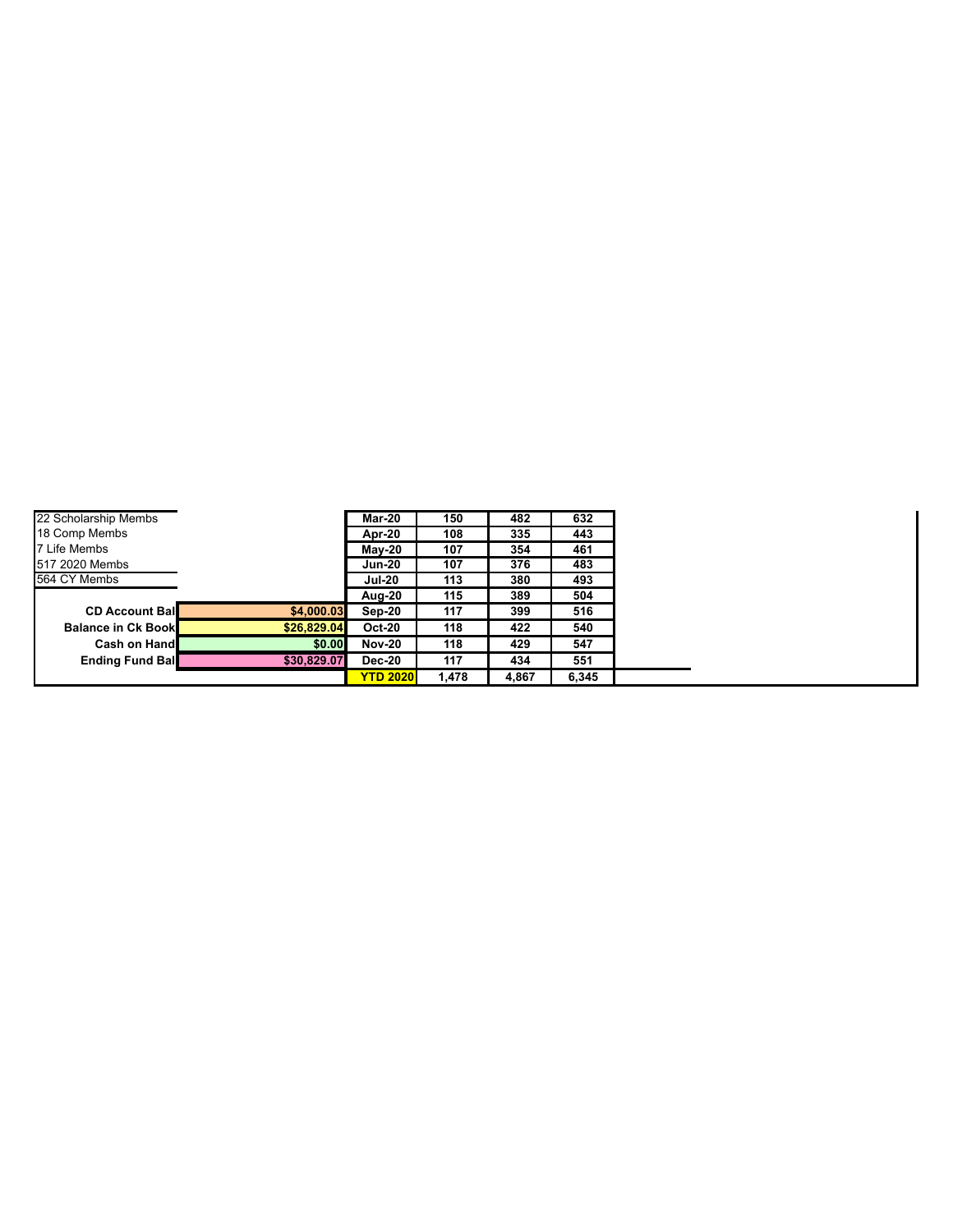| | | | | | |
|---|---|---|---|---|---|
| 22 Scholarship Membs | | **Mar-20** | **150** | **482** | **632** |
| 18 Comp Membs | | **Apr-20** | **108** | **335** | **443** |
| 7 Life Membs | | **May-20** | **107** | **354** | **461** |
| 517 2020 Membs | | **Jun-20** | **107** | **376** | **483** |
| 564 CY Membs | | **Jul-20** | **113** | **380** | **493** |
| | | **Aug-20** | **115** | **389** | **504** |
| **CD Account Bal** | **$4,000.03** | **Sep-20** | **117** | **399** | **516** |
| **Balance in Ck Book** | **$26,829.04** | **Oct-20** | **118** | **422** | **540** |
| **Cash on Hand** | **$0.00** | **Nov-20** | **118** | **429** | **547** |
| **Ending Fund Bal** | **$30,829.07** | **Dec-20** | **117** | **434** | **551** |
| | | **YTD 2020** | **1,478** | **4,867** | **6,345** |